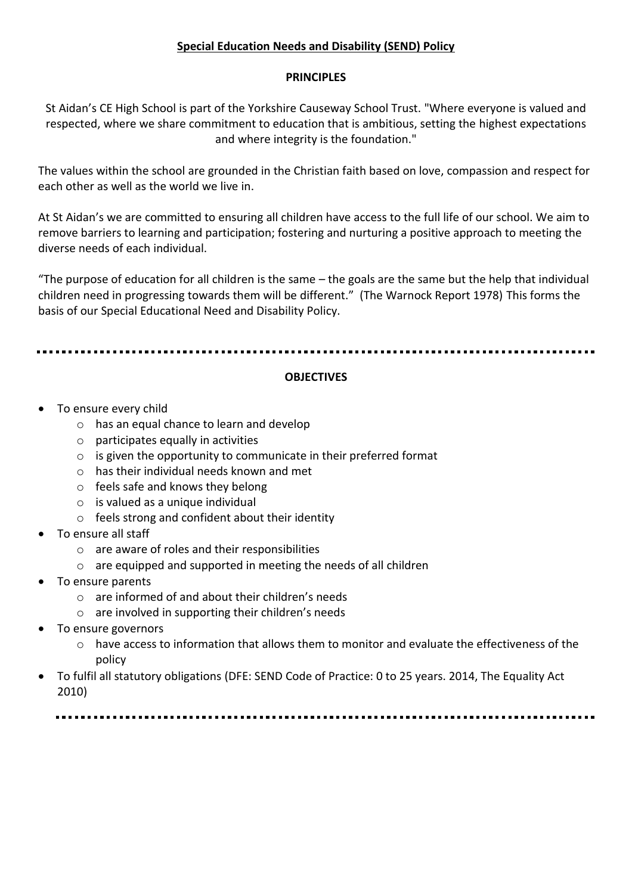# **Special Education Needs and Disability (SEND) Policy**

## **PRINCIPLES**

St Aidan's CE High School is part of the Yorkshire Causeway School Trust. "Where everyone is valued and respected, where we share commitment to education that is ambitious, setting the highest expectations and where integrity is the foundation."

The values within the school are grounded in the Christian faith based on love, compassion and respect for each other as well as the world we live in.

At St Aidan's we are committed to ensuring all children have access to the full life of our school. We aim to remove barriers to learning and participation; fostering and nurturing a positive approach to meeting the diverse needs of each individual.

"The purpose of education for all children is the same – the goals are the same but the help that individual children need in progressing towards them will be different." (The Warnock Report 1978) This forms the basis of our Special Educational Need and Disability Policy.

---

## **OBJECTIVES**

- To ensure every child
    - has an equal chance to learn and develop
    - participates equally in activities
    - is given the opportunity to communicate in their preferred format
    - has their individual needs known and met
    - feels safe and knows they belong
    - is valued as a unique individual
    - feels strong and confident about their identity
- To ensure all staff
    - are aware of roles and their responsibilities
    - are equipped and supported in meeting the needs of all children
- To ensure parents
    - are informed of and about their children's needs
    - are involved in supporting their children's needs
- To ensure governors
    - have access to information that allows them to monitor and evaluate the effectiveness of the policy
- To fulfil all statutory obligations (DFE: SEND Code of Practice: 0 to 25 years. 2014, The Equality Act 2010)

---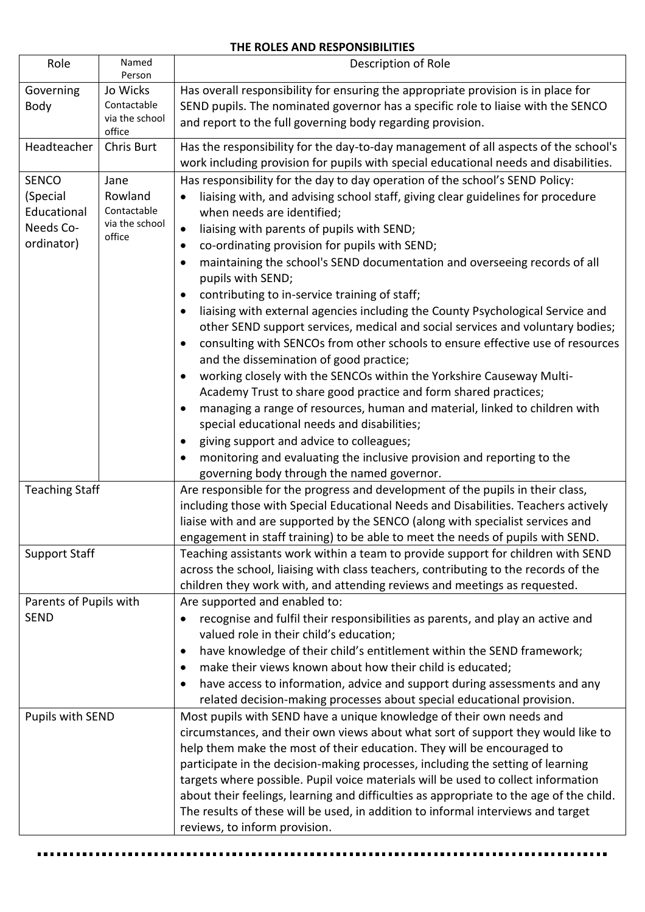**THE ROLES AND RESPONSIBILITIES**

| Role | Named Person | Description of Role |
|---|---|---|
| Governing Body | Jo Wicks Contactable via the school office | Has overall responsibility for ensuring the appropriate provision is in place for SEND pupils. The nominated governor has a specific role to liaise with the SENCO and report to the full governing body regarding provision. |
| Headteacher | Chris Burt | Has the responsibility for the day-to-day management of all aspects of the school's work including provision for pupils with special educational needs and disabilities. |
| SENCO (Special Educational Needs Co-ordinator) | Jane Rowland Contactable via the school office | Has responsibility for the day to day operation of the school's SEND Policy:<br>• liaising with, and advising school staff, giving clear guidelines for procedure when needs are identified;<br>• liaising with parents of pupils with SEND;<br>• co-ordinating provision for pupils with SEND;<br>• maintaining the school's SEND documentation and overseeing records of all pupils with SEND;<br>• contributing to in-service training of staff;<br>• liaising with external agencies including the County Psychological Service and other SEND support services, medical and social services and voluntary bodies;<br>• consulting with SENCOs from other schools to ensure effective use of resources and the dissemination of good practice;<br>• working closely with the SENCOs within the Yorkshire Causeway Multi-Academy Trust to share good practice and form shared practices;<br>• managing a range of resources, human and material, linked to children with special educational needs and disabilities;<br>• giving support and advice to colleagues;<br>• monitoring and evaluating the inclusive provision and reporting to the governing body through the named governor. |
| Teaching Staff | | Are responsible for the progress and development of the pupils in their class, including those with Special Educational Needs and Disabilities. Teachers actively liaise with and are supported by the SENCO (along with specialist services and engagement in staff training) to be able to meet the needs of pupils with SEND. |
| Support Staff | | Teaching assistants work within a team to provide support for children with SEND across the school, liaising with class teachers, contributing to the records of the children they work with, and attending reviews and meetings as requested. |
| Parents of Pupils with SEND | | Are supported and enabled to:<br>• recognise and fulfil their responsibilities as parents, and play an active and valued role in their child's education;<br>• have knowledge of their child's entitlement within the SEND framework;<br>• make their views known about how their child is educated;<br>• have access to information, advice and support during assessments and any related decision-making processes about special educational provision. |
| Pupils with SEND | | Most pupils with SEND have a unique knowledge of their own needs and circumstances, and their own views about what sort of support they would like to help them make the most of their education. They will be encouraged to participate in the decision-making processes, including the setting of learning targets where possible. Pupil voice materials will be used to collect information about their feelings, learning and difficulties as appropriate to the age of the child. The results of these will be used, in addition to informal interviews and target reviews, to inform provision. |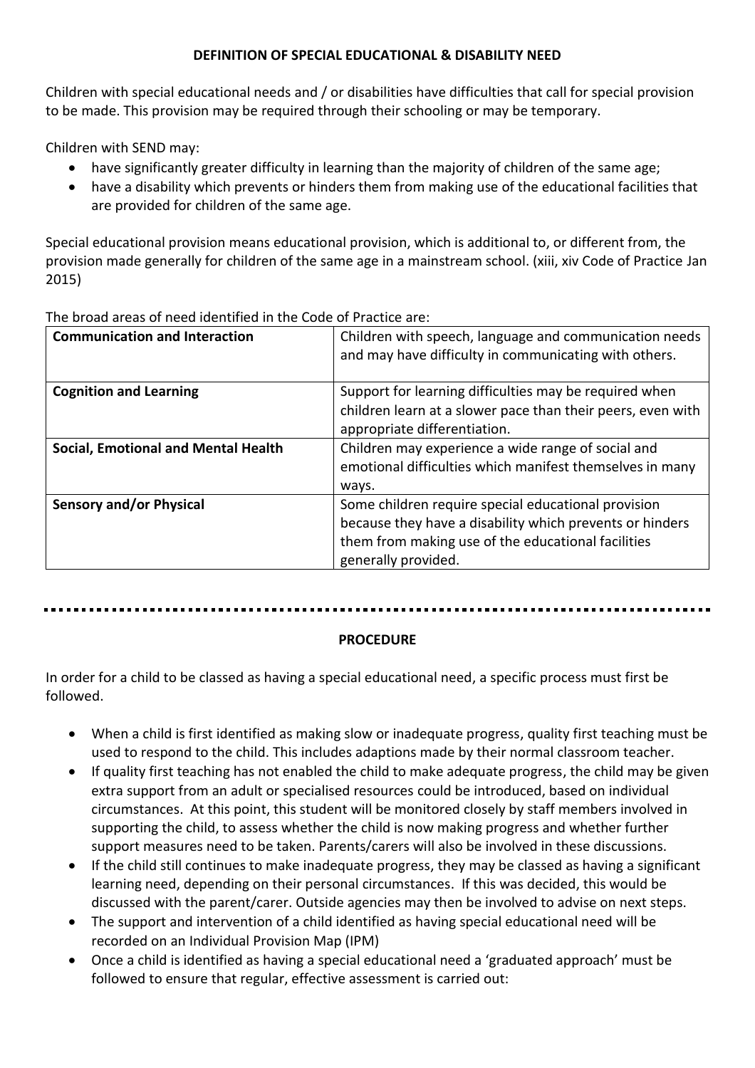## DEFINITION OF SPECIAL EDUCATIONAL & DISABILITY NEED

Children with special educational needs and / or disabilities have difficulties that call for special provision to be made. This provision may be required through their schooling or may be temporary.

Children with SEND may:

- have significantly greater difficulty in learning than the majority of children of the same age;
- have a disability which prevents or hinders them from making use of the educational facilities that are provided for children of the same age.

Special educational provision means educational provision, which is additional to, or different from, the provision made generally for children of the same age in a mainstream school. (xiii, xiv Code of Practice Jan 2015)

The broad areas of need identified in the Code of Practice are:

| | |
|---|---|
| **Communication and Interaction** | Children with speech, language and communication needs and may have difficulty in communicating with others. |
| **Cognition and Learning** | Support for learning difficulties may be required when children learn at a slower pace than their peers, even with appropriate differentiation. |
| **Social, Emotional and Mental Health** | Children may experience a wide range of social and emotional difficulties which manifest themselves in many ways. |
| **Sensory and/or Physical** | Some children require special educational provision because they have a disability which prevents or hinders them from making use of the educational facilities generally provided. |

---

## PROCEDURE

In order for a child to be classed as having a special educational need, a specific process must first be followed.

- When a child is first identified as making slow or inadequate progress, quality first teaching must be used to respond to the child. This includes adaptions made by their normal classroom teacher.
- If quality first teaching has not enabled the child to make adequate progress, the child may be given extra support from an adult or specialised resources could be introduced, based on individual circumstances. At this point, this student will be monitored closely by staff members involved in supporting the child, to assess whether the child is now making progress and whether further support measures need to be taken. Parents/carers will also be involved in these discussions.
- If the child still continues to make inadequate progress, they may be classed as having a significant learning need, depending on their personal circumstances. If this was decided, this would be discussed with the parent/carer. Outside agencies may then be involved to advise on next steps.
- The support and intervention of a child identified as having special educational need will be recorded on an Individual Provision Map (IPM)
- Once a child is identified as having a special educational need a 'graduated approach' must be followed to ensure that regular, effective assessment is carried out: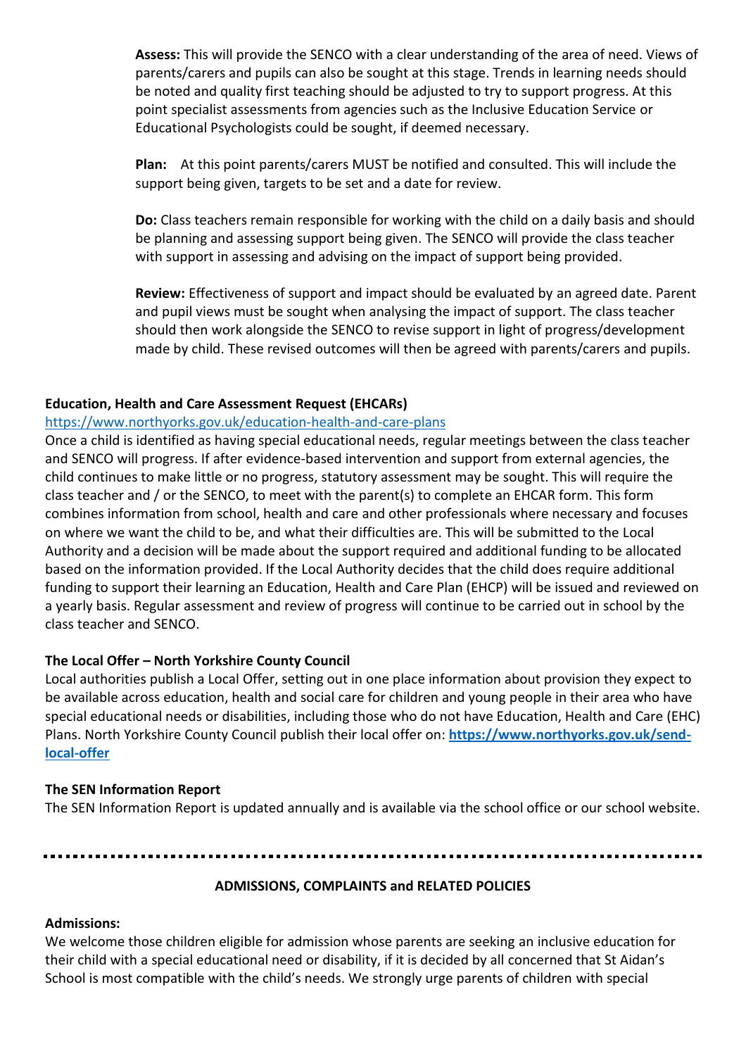**Assess:** This will provide the SENCO with a clear understanding of the area of need. Views of parents/carers and pupils can also be sought at this stage. Trends in learning needs should be noted and quality first teaching should be adjusted to try to support progress. At this point specialist assessments from agencies such as the Inclusive Education Service or Educational Psychologists could be sought, if deemed necessary.

**Plan:** At this point parents/carers MUST be notified and consulted. This will include the support being given, targets to be set and a date for review.

**Do:** Class teachers remain responsible for working with the child on a daily basis and should be planning and assessing support being given. The SENCO will provide the class teacher with support in assessing and advising on the impact of support being provided.

**Review:** Effectiveness of support and impact should be evaluated by an agreed date. Parent and pupil views must be sought when analysing the impact of support. The class teacher should then work alongside the SENCO to revise support in light of progress/development made by child. These revised outcomes will then be agreed with parents/carers and pupils.

**Education, Health and Care Assessment Request (EHCARs)**

https://www.northyorks.gov.uk/education-health-and-care-plans

Once a child is identified as having special educational needs, regular meetings between the class teacher and SENCO will progress. If after evidence-based intervention and support from external agencies, the child continues to make little or no progress, statutory assessment may be sought. This will require the class teacher and / or the SENCO, to meet with the parent(s) to complete an EHCAR form. This form combines information from school, health and care and other professionals where necessary and focuses on where we want the child to be, and what their difficulties are. This will be submitted to the Local Authority and a decision will be made about the support required and additional funding to be allocated based on the information provided. If the Local Authority decides that the child does require additional funding to support their learning an Education, Health and Care Plan (EHCP) will be issued and reviewed on a yearly basis. Regular assessment and review of progress will continue to be carried out in school by the class teacher and SENCO.

**The Local Offer – North Yorkshire County Council**

Local authorities publish a Local Offer, setting out in one place information about provision they expect to be available across education, health and social care for children and young people in their area who have special educational needs or disabilities, including those who do not have Education, Health and Care (EHC) Plans. North Yorkshire County Council publish their local offer on: **https://www.northyorks.gov.uk/send-local-offer**

**The SEN Information Report**

The SEN Information Report is updated annually and is available via the school office or our school website.

---

**ADMISSIONS, COMPLAINTS and RELATED POLICIES**

**Admissions:**

We welcome those children eligible for admission whose parents are seeking an inclusive education for their child with a special educational need or disability, if it is decided by all concerned that St Aidan's School is most compatible with the child's needs. We strongly urge parents of children with special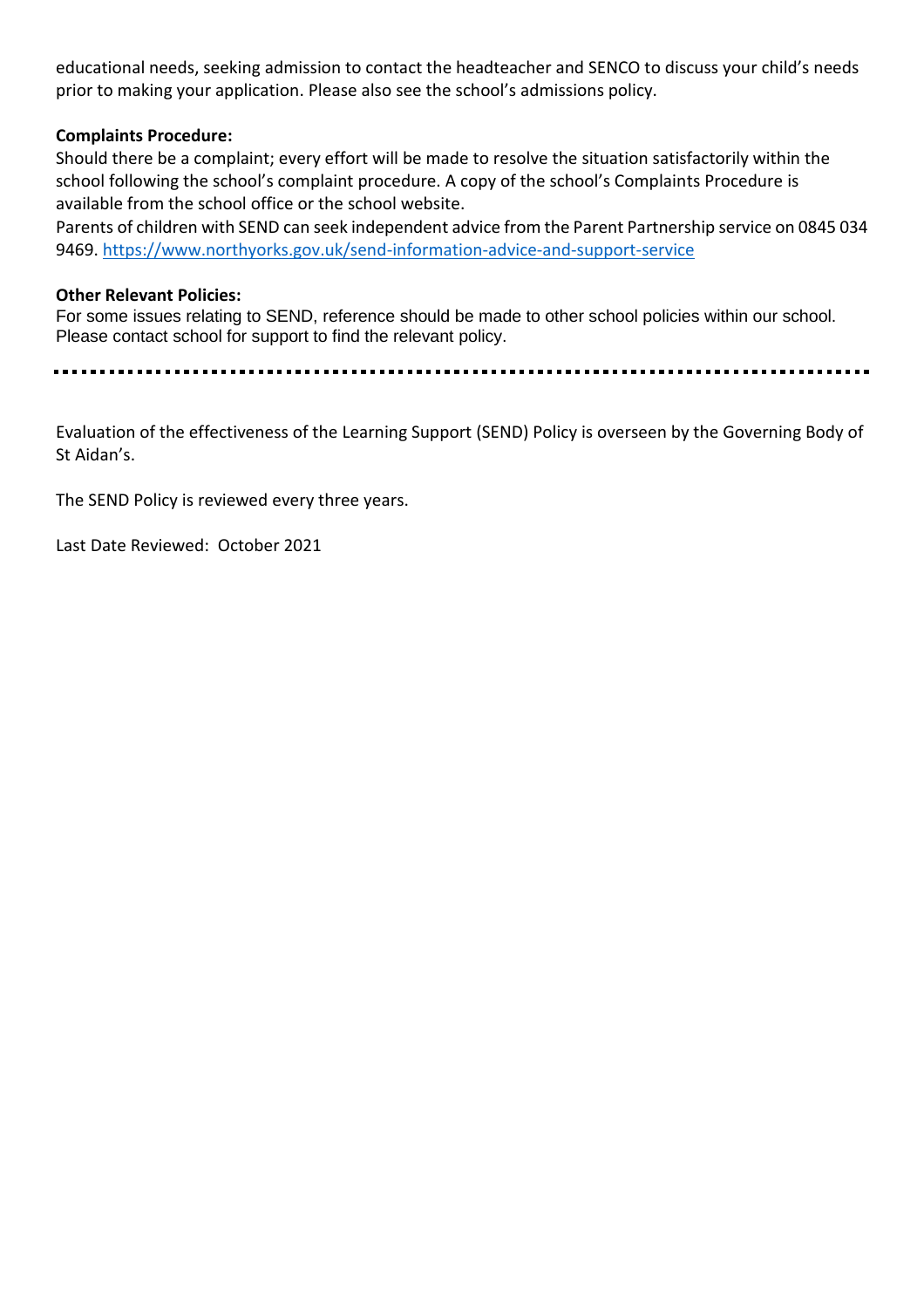educational needs, seeking admission to contact the headteacher and SENCO to discuss your child's needs prior to making your application. Please also see the school's admissions policy.

**Complaints Procedure:**

Should there be a complaint; every effort will be made to resolve the situation satisfactorily within the school following the school's complaint procedure. A copy of the school's Complaints Procedure is available from the school office or the school website.

Parents of children with SEND can seek independent advice from the Parent Partnership service on 0845 034 9469. [https://www.northyorks.gov.uk/send-information-advice-and-support-service](https://www.northyorks.gov.uk/send-information-advice-and-support-service)

**Other Relevant Policies:**

For some issues relating to SEND, reference should be made to other school policies within our school. Please contact school for support to find the relevant policy.

---

Evaluation of the effectiveness of the Learning Support (SEND) Policy is overseen by the Governing Body of St Aidan's.

The SEND Policy is reviewed every three years.

Last Date Reviewed: October 2021